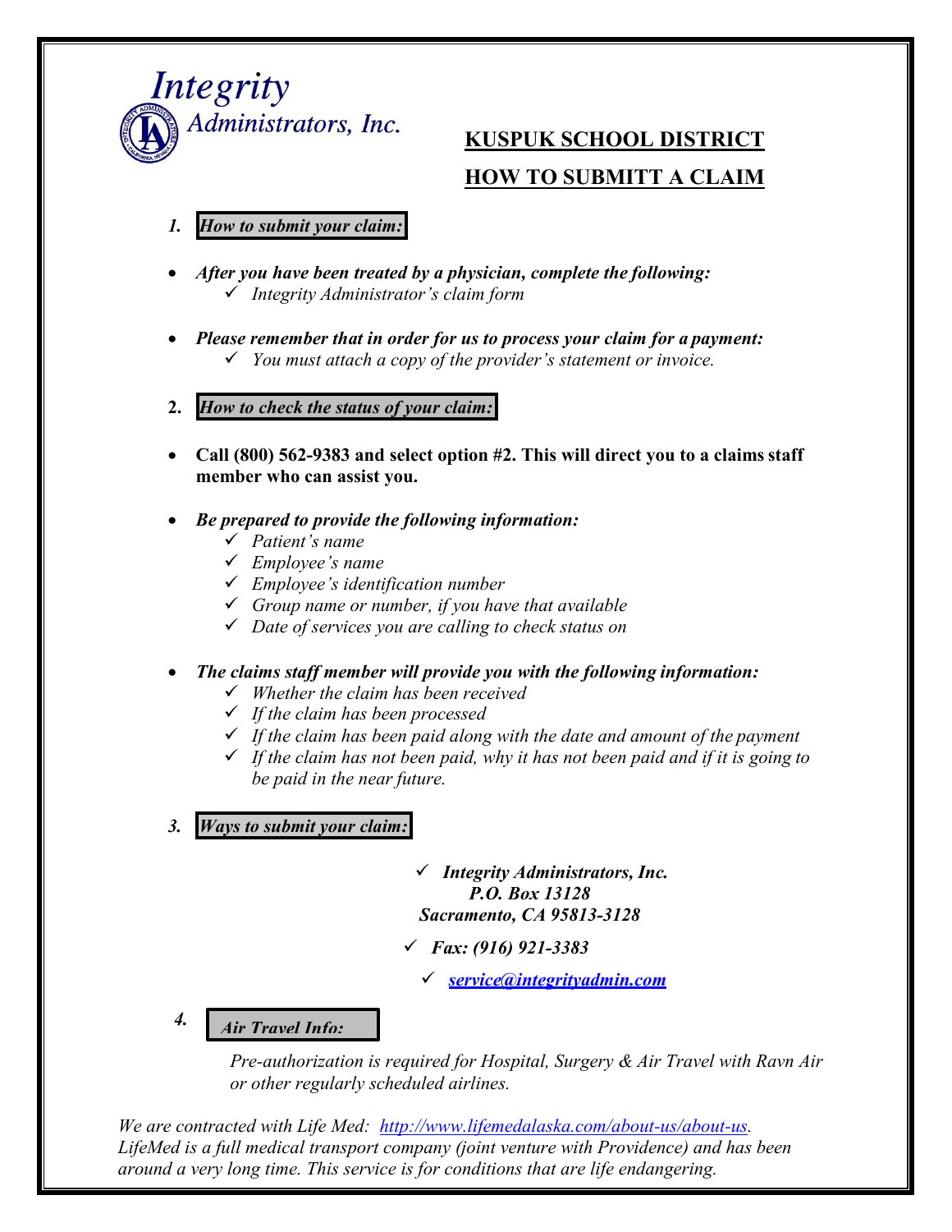Integrity Administrators, Inc.

# KUSPUK SCHOOL DISTRICT

# HOW TO SUBMITT A CLAIM

1. ***How to submit your claim:***

- ***After you have been treated by a physician, complete the following:***
  - ✓ *Integrity Administrator's claim form*
- ***Please remember that in order for us to process your claim for a payment:***
  - ✓ *You must attach a copy of the provider's statement or invoice.*

2. ***How to check the status of your claim:***

- **Call (800) 562-9383 and select option #2. This will direct you to a claims staff member who can assist you.**
- ***Be prepared to provide the following information:***
  - ✓ *Patient's name*
  - ✓ *Employee's name*
  - ✓ *Employee's identification number*
  - ✓ *Group name or number, if you have that available*
  - ✓ *Date of services you are calling to check status on*
- ***The claims staff member will provide you with the following information:***
  - ✓ *Whether the claim has been received*
  - ✓ *If the claim has been processed*
  - ✓ *If the claim has been paid along with the date and amount of the payment*
  - ✓ *If the claim has not been paid, why it has not been paid and if it is going to be paid in the near future.*

3. ***Ways to submit your claim:***

- ✓ ***Integrity Administrators, Inc.***
  ***P.O. Box 13128***
  ***Sacramento, CA 95813-3128***
- ✓ ***Fax: (916) 921-3383***
- ✓ ***service@integrityadmin.com***

4. ***Air Travel Info:***

*Pre-authorization is required for Hospital, Surgery & Air Travel with Ravn Air or other regularly scheduled airlines.*

*We are contracted with Life Med: http://www.lifemedalaska.com/about-us/about-us. LifeMed is a full medical transport company (joint venture with Providence) and has been around a very long time. This service is for conditions that are life endangering.*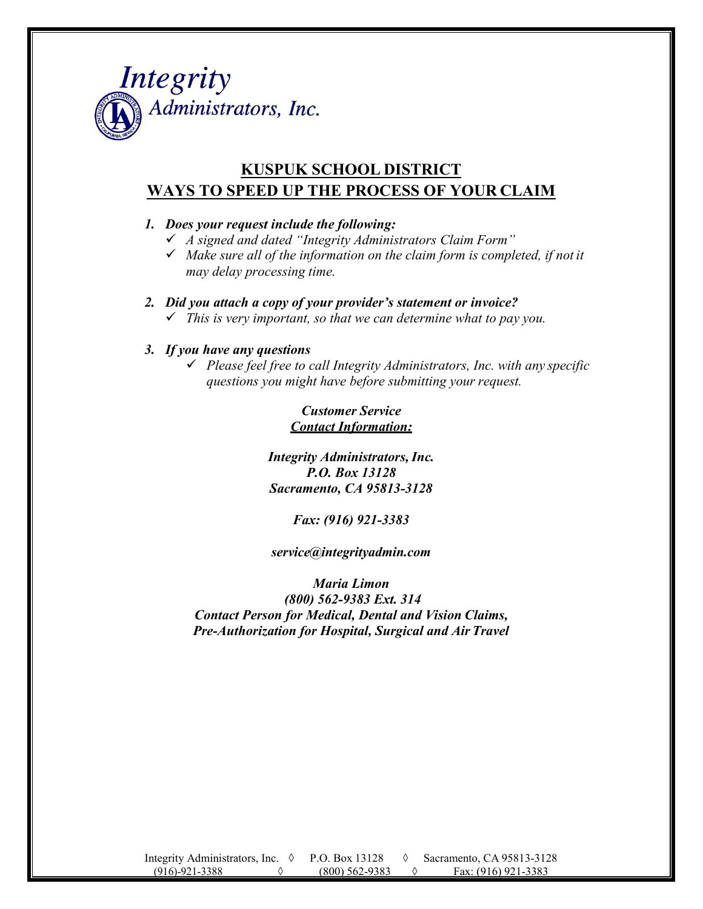Integrity Administrators, Inc.

## KUSPUK SCHOOL DISTRICT
## WAYS TO SPEED UP THE PROCESS OF YOUR CLAIM

1. ***Does your request include the following:***
   - ✓ *A signed and dated "Integrity Administrators Claim Form"*
   - ✓ *Make sure all of the information on the claim form is completed, if not it may delay processing time.*

2. ***Did you attach a copy of your provider's statement or invoice?***
   - ✓ *This is very important, so that we can determine what to pay you.*

3. ***If you have any questions***
   - ✓ *Please feel free to call Integrity Administrators, Inc. with any specific questions you might have before submitting your request.*

***Customer Service***
***Contact Information:***

***Integrity Administrators, Inc.***
***P.O. Box 13128***
***Sacramento, CA 95813-3128***

***Fax: (916) 921-3383***

***service@integrityadmin.com***

***Maria Limon***
***(800) 562-9383 Ext. 314***
***Contact Person for Medical, Dental and Vision Claims,***
***Pre-Authorization for Hospital, Surgical and Air Travel***

Integrity Administrators, Inc. ◊ P.O. Box 13128 ◊ Sacramento, CA 95813-3128
(916)-921-3388 ◊ (800) 562-9383 ◊ Fax: (916) 921-3383